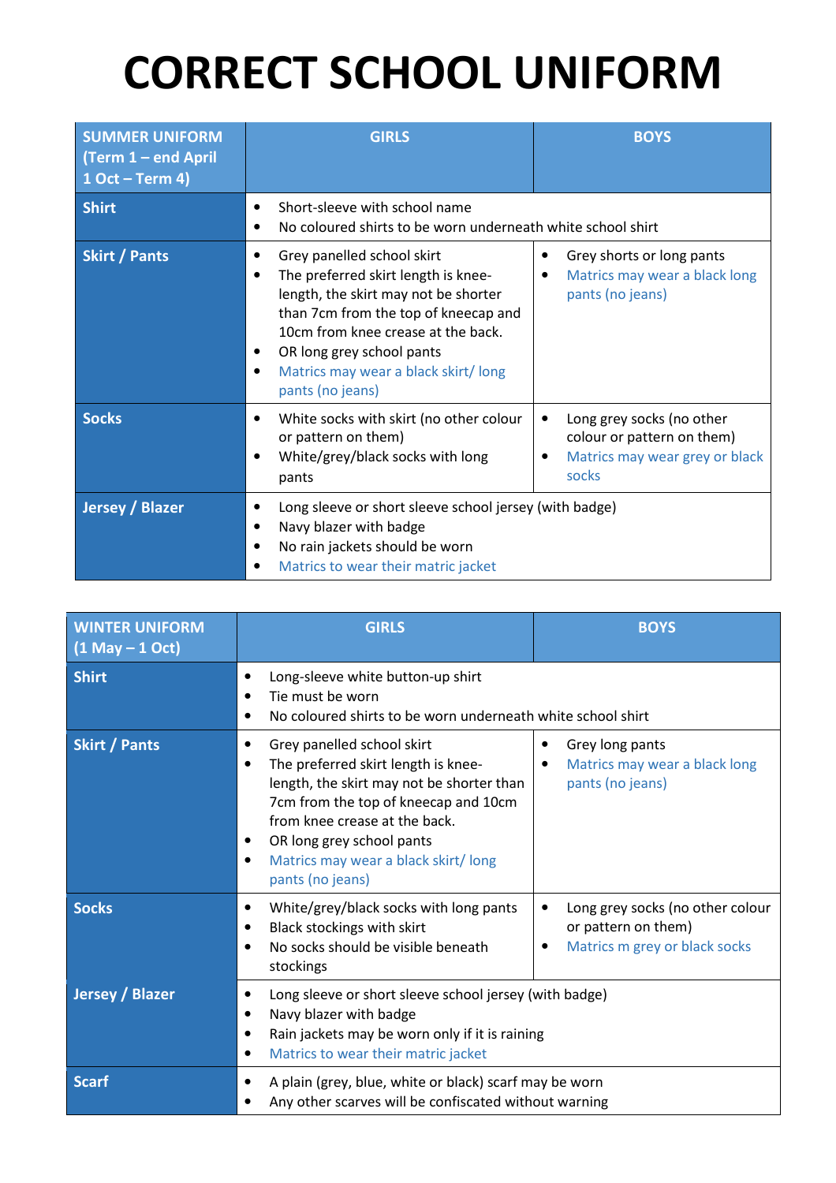# CORRECT SCHOOL UNIFORM

| SUMMER UNIFORM (Term 1 – end April 1 Oct – Term 4) | GIRLS | BOYS |
|---|---|---|
| **Shirt** | • Short-sleeve with school name<br>• No coloured shirts to be worn underneath white school shirt | |
| **Skirt / Pants** | • Grey panelled school skirt<br>• The preferred skirt length is knee-length, the skirt may not be shorter than 7cm from the top of kneecap and 10cm from knee crease at the back.<br>• OR long grey school pants<br>• Matrics may wear a black skirt/ long pants (no jeans) | • Grey shorts or long pants<br>• Matrics may wear a black long pants (no jeans) |
| **Socks** | • White socks with skirt (no other colour or pattern on them)<br>• White/grey/black socks with long pants | • Long grey socks (no other colour or pattern on them)<br>• Matrics may wear grey or black socks |
| **Jersey / Blazer** | • Long sleeve or short sleeve school jersey (with badge)<br>• Navy blazer with badge<br>• No rain jackets should be worn<br>• Matrics to wear their matric jacket | |

| WINTER UNIFORM (1 May – 1 Oct) | GIRLS | BOYS |
|---|---|---|
| **Shirt** | • Long-sleeve white button-up shirt<br>• Tie must be worn<br>• No coloured shirts to be worn underneath white school shirt | |
| **Skirt / Pants** | • Grey panelled school skirt<br>• The preferred skirt length is knee-length, the skirt may not be shorter than 7cm from the top of kneecap and 10cm from knee crease at the back.<br>• OR long grey school pants<br>• Matrics may wear a black skirt/ long pants (no jeans) | • Grey long pants<br>• Matrics may wear a black long pants (no jeans) |
| **Socks** | • White/grey/black socks with long pants<br>• Black stockings with skirt<br>• No socks should be visible beneath stockings | • Long grey socks (no other colour or pattern on them)<br>• Matrics m grey or black socks |
| **Jersey / Blazer** | • Long sleeve or short sleeve school jersey (with badge)<br>• Navy blazer with badge<br>• Rain jackets may be worn only if it is raining<br>• Matrics to wear their matric jacket | |
| **Scarf** | • A plain (grey, blue, white or black) scarf may be worn<br>• Any other scarves will be confiscated without warning | |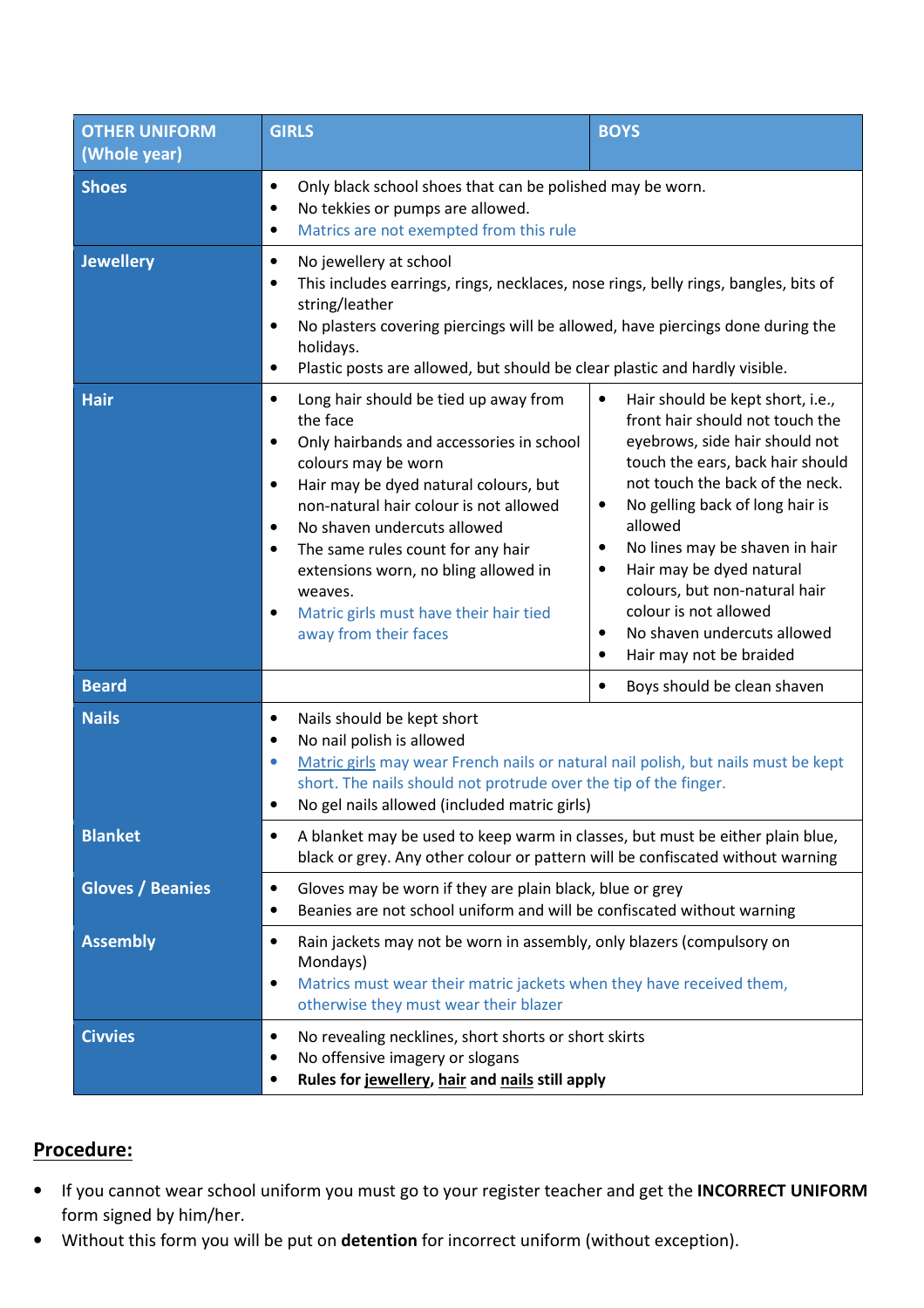| OTHER UNIFORM (Whole year) | GIRLS | BOYS |
|---|---|---|
| **Shoes** | • Only black school shoes that can be polished may be worn.<br>• No tekkies or pumps are allowed.<br>• Matrics are not exempted from this rule | |
| **Jewellery** | • No jewellery at school<br>• This includes earrings, rings, necklaces, nose rings, belly rings, bangles, bits of string/leather<br>• No plasters covering piercings will be allowed, have piercings done during the holidays.<br>• Plastic posts are allowed, but should be clear plastic and hardly visible. | |
| **Hair** | • Long hair should be tied up away from the face<br>• Only hairbands and accessories in school colours may be worn<br>• Hair may be dyed natural colours, but non-natural hair colour is not allowed<br>• No shaven undercuts allowed<br>• The same rules count for any hair extensions worn, no bling allowed in weaves.<br>• Matric girls must have their hair tied away from their faces | • Hair should be kept short, i.e., front hair should not touch the eyebrows, side hair should not touch the ears, back hair should not touch the back of the neck.<br>• No gelling back of long hair is allowed<br>• No lines may be shaven in hair<br>• Hair may be dyed natural colours, but non-natural hair colour is not allowed<br>• No shaven undercuts allowed<br>• Hair may not be braided |
| **Beard** | | • Boys should be clean shaven |
| **Nails** | • Nails should be kept short<br>• No nail polish is allowed<br>• Matric girls may wear French nails or natural nail polish, but nails must be kept short. The nails should not protrude over the tip of the finger.<br>• No gel nails allowed (included matric girls) | |
| **Blanket** | • A blanket may be used to keep warm in classes, but must be either plain blue, black or grey. Any other colour or pattern will be confiscated without warning | |
| **Gloves / Beanies** | • Gloves may be worn if they are plain black, blue or grey<br>• Beanies are not school uniform and will be confiscated without warning | |
| **Assembly** | • Rain jackets may not be worn in assembly, only blazers (compulsory on Mondays)<br>• Matrics must wear their matric jackets when they have received them, otherwise they must wear their blazer | |
| **Civvies** | • No revealing necklines, short shorts or short skirts<br>• No offensive imagery or slogans<br>• **Rules for jewellery, hair and nails still apply** | |

## Procedure:

- If you cannot wear school uniform you must go to your register teacher and get the **INCORRECT UNIFORM** form signed by him/her.
- Without this form you will be put on **detention** for incorrect uniform (without exception).